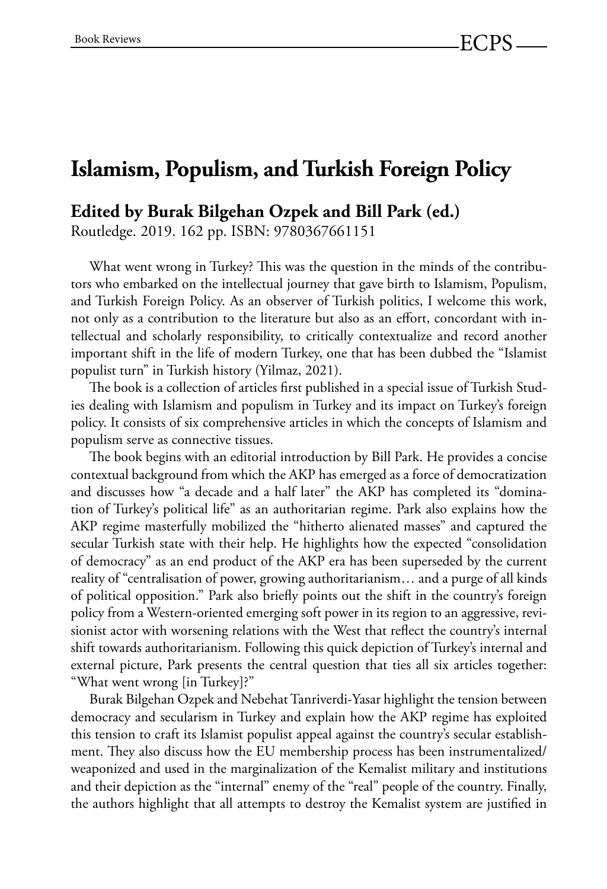# Islamism, Populism, and Turkish Foreign Policy

**Edited by Burak Bilgehan Ozpek and Bill Park (ed.)**
Routledge. 2019. 162 pp. ISBN: 9780367661151

What went wrong in Turkey? This was the question in the minds of the contributors who embarked on the intellectual journey that gave birth to Islamism, Populism, and Turkish Foreign Policy. As an observer of Turkish politics, I welcome this work, not only as a contribution to the literature but also as an effort, concordant with intellectual and scholarly responsibility, to critically contextualize and record another important shift in the life of modern Turkey, one that has been dubbed the "Islamist populist turn" in Turkish history (Yilmaz, 2021).

The book is a collection of articles first published in a special issue of Turkish Studies dealing with Islamism and populism in Turkey and its impact on Turkey's foreign policy. It consists of six comprehensive articles in which the concepts of Islamism and populism serve as connective tissues.

The book begins with an editorial introduction by Bill Park. He provides a concise contextual background from which the AKP has emerged as a force of democratization and discusses how "a decade and a half later" the AKP has completed its "domination of Turkey's political life" as an authoritarian regime. Park also explains how the AKP regime masterfully mobilized the "hitherto alienated masses" and captured the secular Turkish state with their help. He highlights how the expected "consolidation of democracy" as an end product of the AKP era has been superseded by the current reality of "centralisation of power, growing authoritarianism… and a purge of all kinds of political opposition." Park also briefly points out the shift in the country's foreign policy from a Western-oriented emerging soft power in its region to an aggressive, revisionist actor with worsening relations with the West that reflect the country's internal shift towards authoritarianism. Following this quick depiction of Turkey's internal and external picture, Park presents the central question that ties all six articles together: "What went wrong [in Turkey]?"

Burak Bilgehan Ozpek and Nebehat Tanriverdi-Yasar highlight the tension between democracy and secularism in Turkey and explain how the AKP regime has exploited this tension to craft its Islamist populist appeal against the country's secular establishment. They also discuss how the EU membership process has been instrumentalized/weaponized and used in the marginalization of the Kemalist military and institutions and their depiction as the "internal" enemy of the "real" people of the country. Finally, the authors highlight that all attempts to destroy the Kemalist system are justified in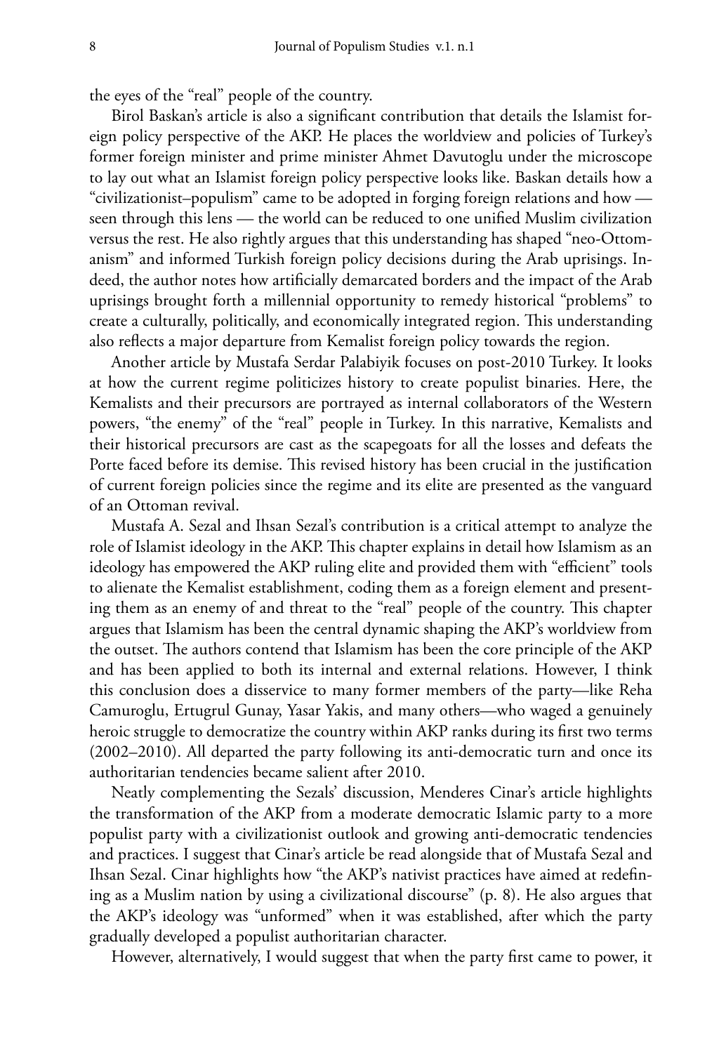the eyes of the "real" people of the country.

Birol Baskan's article is also a significant contribution that details the Islamist foreign policy perspective of the AKP. He places the worldview and policies of Turkey's former foreign minister and prime minister Ahmet Davutoglu under the microscope to lay out what an Islamist foreign policy perspective looks like. Baskan details how a "civilizationist–populism" came to be adopted in forging foreign relations and how — seen through this lens — the world can be reduced to one unified Muslim civilization versus the rest. He also rightly argues that this understanding has shaped "neo-Ottomanism" and informed Turkish foreign policy decisions during the Arab uprisings. Indeed, the author notes how artificially demarcated borders and the impact of the Arab uprisings brought forth a millennial opportunity to remedy historical "problems" to create a culturally, politically, and economically integrated region. This understanding also reflects a major departure from Kemalist foreign policy towards the region.

Another article by Mustafa Serdar Palabiyik focuses on post-2010 Turkey. It looks at how the current regime politicizes history to create populist binaries. Here, the Kemalists and their precursors are portrayed as internal collaborators of the Western powers, "the enemy" of the "real" people in Turkey. In this narrative, Kemalists and their historical precursors are cast as the scapegoats for all the losses and defeats the Porte faced before its demise. This revised history has been crucial in the justification of current foreign policies since the regime and its elite are presented as the vanguard of an Ottoman revival.

Mustafa A. Sezal and Ihsan Sezal's contribution is a critical attempt to analyze the role of Islamist ideology in the AKP. This chapter explains in detail how Islamism as an ideology has empowered the AKP ruling elite and provided them with "efficient" tools to alienate the Kemalist establishment, coding them as a foreign element and presenting them as an enemy of and threat to the "real" people of the country. This chapter argues that Islamism has been the central dynamic shaping the AKP's worldview from the outset. The authors contend that Islamism has been the core principle of the AKP and has been applied to both its internal and external relations. However, I think this conclusion does a disservice to many former members of the party—like Reha Camuroglu, Ertugrul Gunay, Yasar Yakis, and many others—who waged a genuinely heroic struggle to democratize the country within AKP ranks during its first two terms (2002–2010). All departed the party following its anti-democratic turn and once its authoritarian tendencies became salient after 2010.

Neatly complementing the Sezals' discussion, Menderes Cinar's article highlights the transformation of the AKP from a moderate democratic Islamic party to a more populist party with a civilizationist outlook and growing anti-democratic tendencies and practices. I suggest that Cinar's article be read alongside that of Mustafa Sezal and Ihsan Sezal. Cinar highlights how "the AKP's nativist practices have aimed at redefining as a Muslim nation by using a civilizational discourse" (p. 8). He also argues that the AKP's ideology was "unformed" when it was established, after which the party gradually developed a populist authoritarian character.

However, alternatively, I would suggest that when the party first came to power, it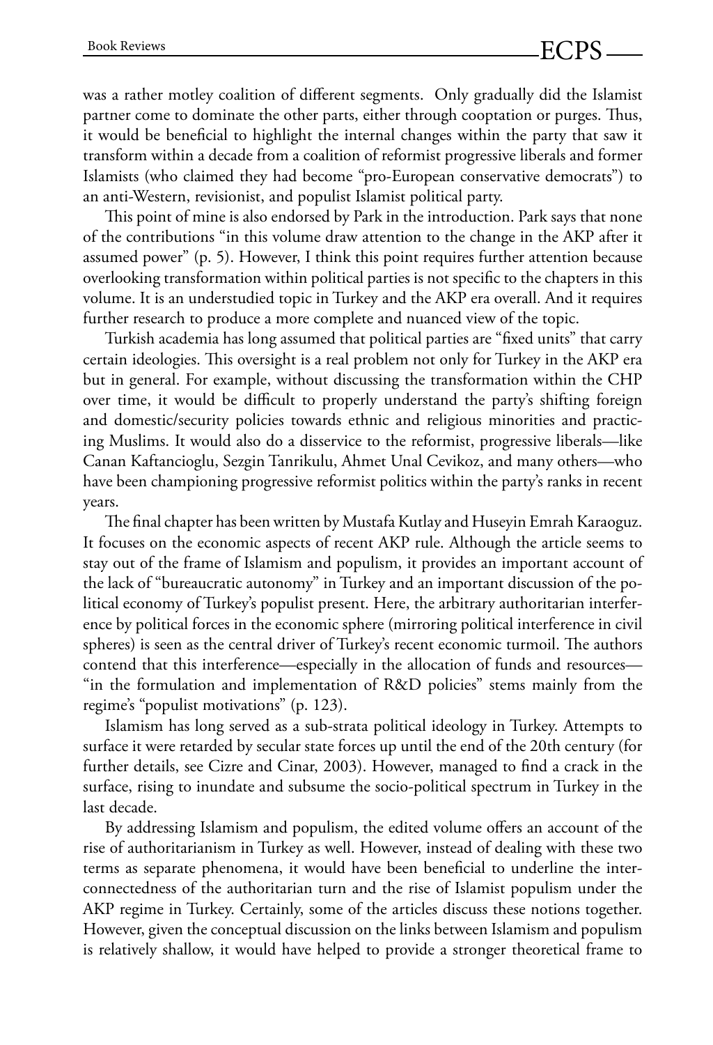was a rather motley coalition of different segments. Only gradually did the Islamist partner come to dominate the other parts, either through cooptation or purges. Thus, it would be beneficial to highlight the internal changes within the party that saw it transform within a decade from a coalition of reformist progressive liberals and former Islamists (who claimed they had become "pro-European conservative democrats") to an anti-Western, revisionist, and populist Islamist political party.

This point of mine is also endorsed by Park in the introduction. Park says that none of the contributions "in this volume draw attention to the change in the AKP after it assumed power" (p. 5). However, I think this point requires further attention because overlooking transformation within political parties is not specific to the chapters in this volume. It is an understudied topic in Turkey and the AKP era overall. And it requires further research to produce a more complete and nuanced view of the topic.

Turkish academia has long assumed that political parties are "fixed units" that carry certain ideologies. This oversight is a real problem not only for Turkey in the AKP era but in general. For example, without discussing the transformation within the CHP over time, it would be difficult to properly understand the party's shifting foreign and domestic/security policies towards ethnic and religious minorities and practicing Muslims. It would also do a disservice to the reformist, progressive liberals—like Canan Kaftancioglu, Sezgin Tanrikulu, Ahmet Unal Cevikoz, and many others—who have been championing progressive reformist politics within the party's ranks in recent years.

The final chapter has been written by Mustafa Kutlay and Huseyin Emrah Karaoguz. It focuses on the economic aspects of recent AKP rule. Although the article seems to stay out of the frame of Islamism and populism, it provides an important account of the lack of "bureaucratic autonomy" in Turkey and an important discussion of the political economy of Turkey's populist present. Here, the arbitrary authoritarian interference by political forces in the economic sphere (mirroring political interference in civil spheres) is seen as the central driver of Turkey's recent economic turmoil. The authors contend that this interference—especially in the allocation of funds and resources—"in the formulation and implementation of R&D policies" stems mainly from the regime's "populist motivations" (p. 123).

Islamism has long served as a sub-strata political ideology in Turkey. Attempts to surface it were retarded by secular state forces up until the end of the 20th century (for further details, see Cizre and Cinar, 2003). However, managed to find a crack in the surface, rising to inundate and subsume the socio-political spectrum in Turkey in the last decade.

By addressing Islamism and populism, the edited volume offers an account of the rise of authoritarianism in Turkey as well. However, instead of dealing with these two terms as separate phenomena, it would have been beneficial to underline the interconnectedness of the authoritarian turn and the rise of Islamist populism under the AKP regime in Turkey. Certainly, some of the articles discuss these notions together. However, given the conceptual discussion on the links between Islamism and populism is relatively shallow, it would have helped to provide a stronger theoretical frame to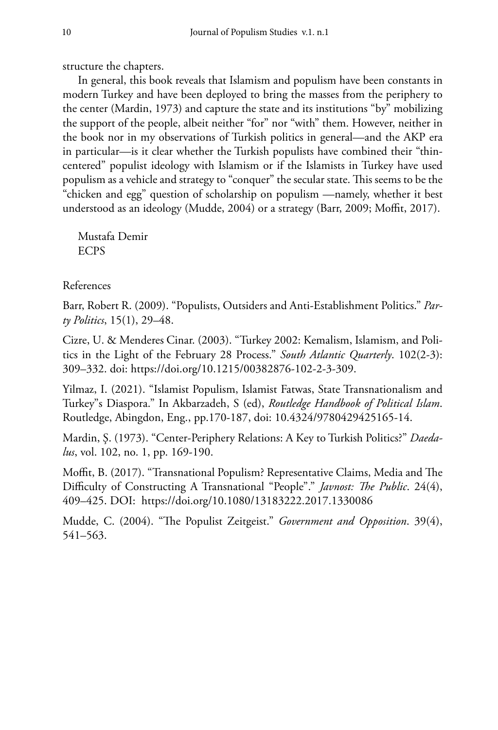structure the chapters.

In general, this book reveals that Islamism and populism have been constants in modern Turkey and have been deployed to bring the masses from the periphery to the center (Mardin, 1973) and capture the state and its institutions "by" mobilizing the support of the people, albeit neither "for" nor "with" them. However, neither in the book nor in my observations of Turkish politics in general—and the AKP era in particular—is it clear whether the Turkish populists have combined their "thin-centered" populist ideology with Islamism or if the Islamists in Turkey have used populism as a vehicle and strategy to "conquer" the secular state. This seems to be the "chicken and egg" question of scholarship on populism —namely, whether it best understood as an ideology (Mudde, 2004) or a strategy (Barr, 2009; Moffit, 2017).

Mustafa Demir
ECPS

References

Barr, Robert R. (2009). "Populists, Outsiders and Anti-Establishment Politics." *Party Politics*, 15(1), 29–48.

Cizre, U. & Menderes Cinar. (2003). "Turkey 2002: Kemalism, Islamism, and Politics in the Light of the February 28 Process." *South Atlantic Quarterly*. 102(2-3): 309–332. doi: https://doi.org/10.1215/00382876-102-2-3-309.

Yilmaz, I. (2021). "Islamist Populism, Islamist Fatwas, State Transnationalism and Turkey"s Diaspora." In Akbarzadeh, S (ed), *Routledge Handbook of Political Islam*. Routledge, Abingdon, Eng., pp.170-187, doi: 10.4324/9780429425165-14.

Mardin, Ş. (1973). "Center-Periphery Relations: A Key to Turkish Politics?" *Daedalus*, vol. 102, no. 1, pp. 169-190.

Moffit, B. (2017). "Transnational Populism? Representative Claims, Media and The Difficulty of Constructing A Transnational "People"." *Javnost: The Public*. 24(4), 409–425. DOI: https://doi.org/10.1080/13183222.2017.1330086

Mudde, C. (2004). "The Populist Zeitgeist." *Government and Opposition*. 39(4), 541–563.